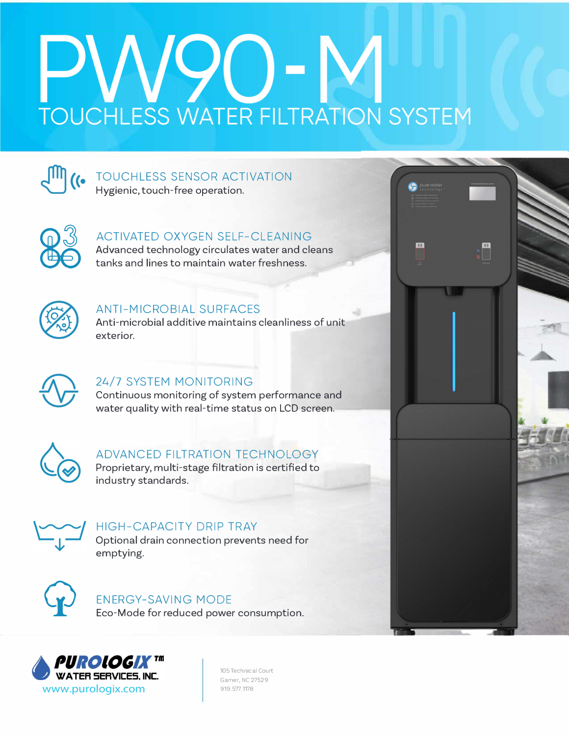# PW90-M

## TOUCHLESS WATER FILTRATION SYSTEM

### TOUCHLESS SENSOR ACTIVATION

Hygienic, touch-free operation.

### ACTIVATED OXYGEN SELF-CLEANING

Advanced technology circulates water and cleans tanks and lines to maintain water freshness.

### ANTI-MICROBIAL SURFACES

Anti-microbial additive maintains cleanliness of unit exterior.

### 24/7 SYSTEM MONITORING

Continuous monitoring of system performance and water quality with real-time status on LCD screen.

### ADVANCED FILTRATION TECHNOLOGY

Proprietary, multi-stage filtration is certified to industry standards.

### HIGH-CAPACITY DRIP TRAY

Optional drain connection prevents need for emptying.

### ENERGY-SAVING MODE

Eco-Mode for reduced power consumption.

**PUROLOGIX™ WATER SERVICES, INC.**
www.purologix.com

105 Technical Court
Garner, NC 27529
919.577.1178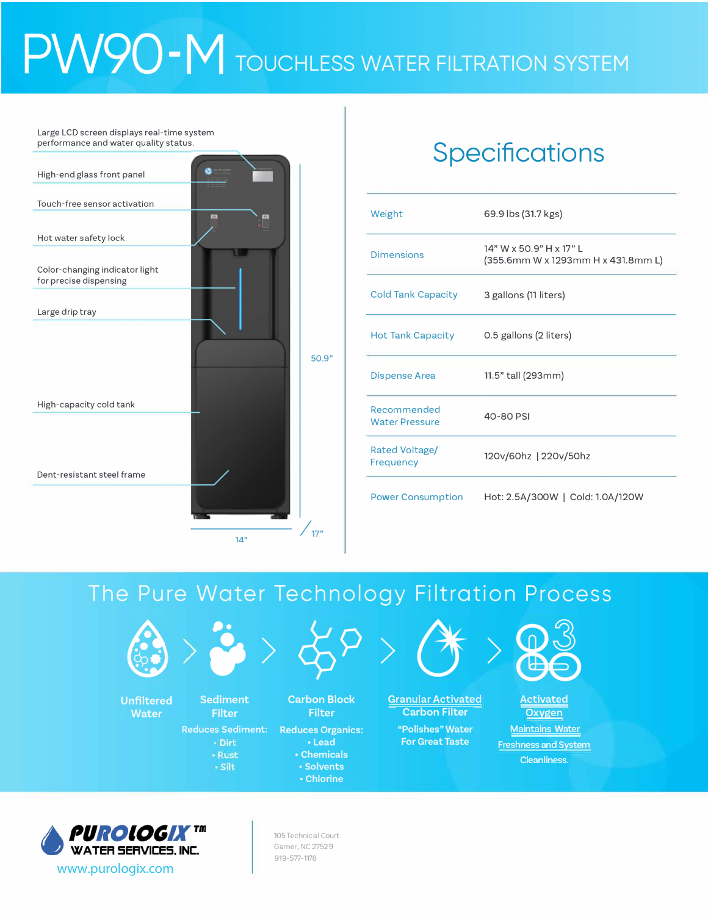# PW90-M TOUCHLESS WATER FILTRATION SYSTEM

Large LCD screen displays real-time system performance and water quality status.

High-end glass front panel

Touch-free sensor activation

Hot water safety lock

Color-changing indicator light for precise dispensing

Large drip tray

High-capacity cold tank

Dent-resistant steel frame

50.9”

14”

17”

## Specifications

| | |
|---|---|
| Weight | 69.9 lbs (31.7 kgs) |
| Dimensions | 14” W x 50.9” H x 17” L (355.6mm W x 1293mm H x 431.8mm L) |
| Cold Tank Capacity | 3 gallons (11 liters) |
| Hot Tank Capacity | 0.5 gallons (2 liters) |
| Dispense Area | 11.5” tall (293mm) |
| Recommended Water Pressure | 40-80 PSI |
| Rated Voltage/ Frequency | 120v/60hz \| 220v/50hz |
| Power Consumption | Hot: 2.5A/300W \| Cold: 1.0A/120W |

## The Pure Water Technology Filtration Process

**Unfiltered Water**

**Sediment Filter**
Reduces Sediment:
- Dirt
- Rust
- Silt

**Carbon Block Filter**
Reduces Organics:
- Lead
- Chemicals
- Solvents
- Chlorine

**Granular Activated Carbon Filter**
“Polishes” Water For Great Taste

**Activated Oxygen**
Maintains Water Freshness and System Cleanliness.

PUROLOGIX™ WATER SERVICES, INC.
www.purologix.com

105 Technical Court
Garner, NC 27529
919-577-1178